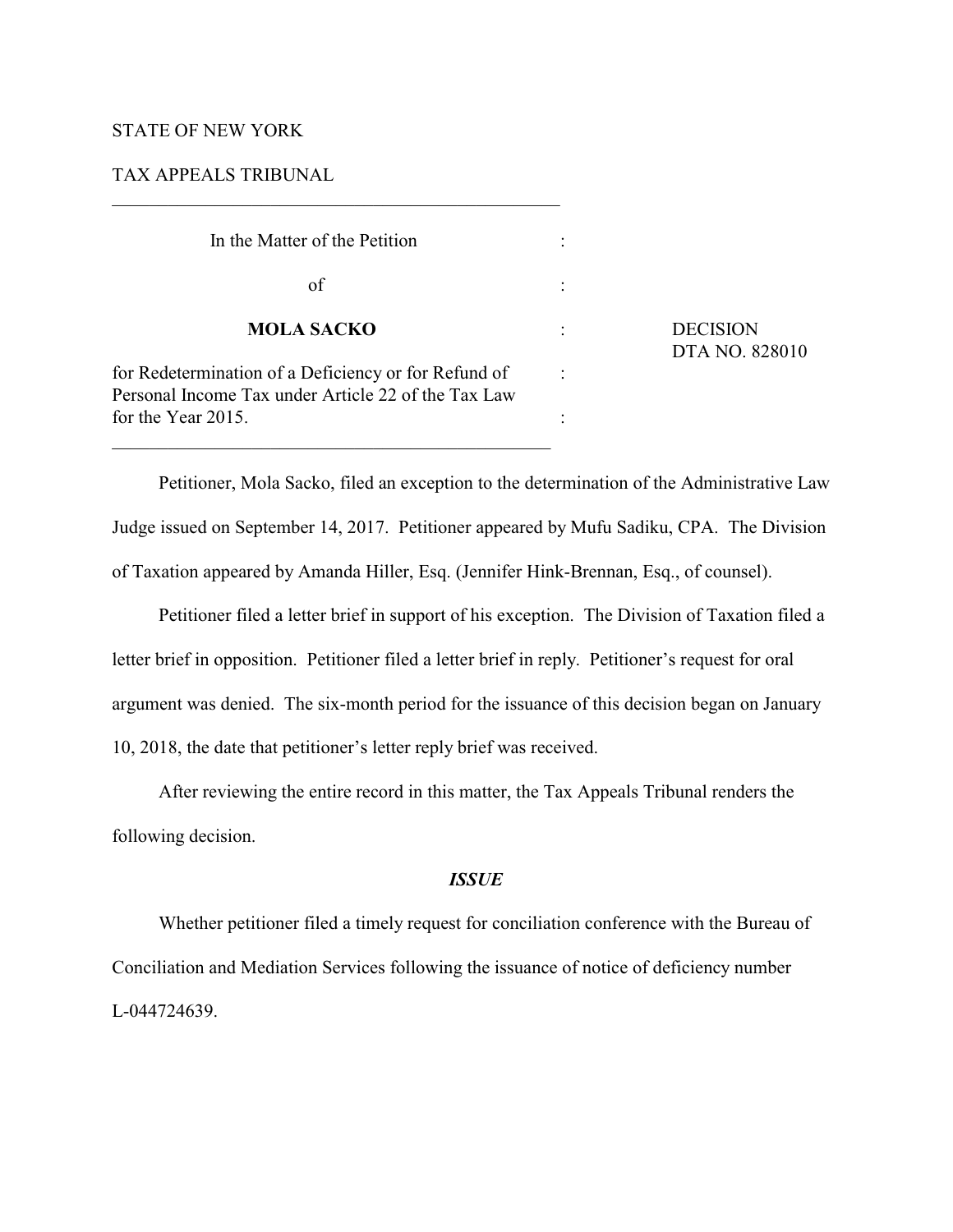STATE OF NEW YORK

TAX APPEALS TRIBUNAL

| | | |
|---|---|---|
| In the Matter of the Petition | : | |
| of | : | |
| **MOLA SACKO** | : | DECISION<br>DTA NO. 828010 |
| for Redetermination of a Deficiency or for Refund of Personal Income Tax under Article 22 of the Tax Law for the Year 2015. | : | |

Petitioner, Mola Sacko, filed an exception to the determination of the Administrative Law Judge issued on September 14, 2017. Petitioner appeared by Mufu Sadiku, CPA. The Division of Taxation appeared by Amanda Hiller, Esq. (Jennifer Hink-Brennan, Esq., of counsel).

Petitioner filed a letter brief in support of his exception. The Division of Taxation filed a letter brief in opposition. Petitioner filed a letter brief in reply. Petitioner's request for oral argument was denied. The six-month period for the issuance of this decision began on January 10, 2018, the date that petitioner's letter reply brief was received.

After reviewing the entire record in this matter, the Tax Appeals Tribunal renders the following decision.

## *ISSUE*

Whether petitioner filed a timely request for conciliation conference with the Bureau of Conciliation and Mediation Services following the issuance of notice of deficiency number L-044724639.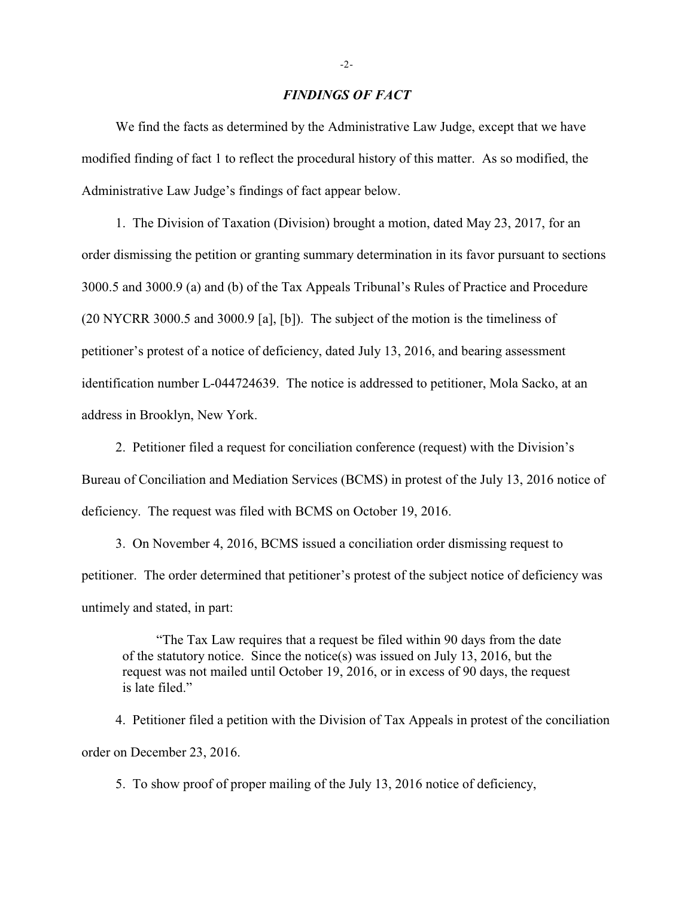## *FINDINGS OF FACT*

We find the facts as determined by the Administrative Law Judge, except that we have modified finding of fact 1 to reflect the procedural history of this matter. As so modified, the Administrative Law Judge's findings of fact appear below.

1. The Division of Taxation (Division) brought a motion, dated May 23, 2017, for an order dismissing the petition or granting summary determination in its favor pursuant to sections 3000.5 and 3000.9 (a) and (b) of the Tax Appeals Tribunal's Rules of Practice and Procedure (20 NYCRR 3000.5 and 3000.9 [a], [b]). The subject of the motion is the timeliness of petitioner's protest of a notice of deficiency, dated July 13, 2016, and bearing assessment identification number L-044724639. The notice is addressed to petitioner, Mola Sacko, at an address in Brooklyn, New York.

2. Petitioner filed a request for conciliation conference (request) with the Division's Bureau of Conciliation and Mediation Services (BCMS) in protest of the July 13, 2016 notice of deficiency. The request was filed with BCMS on October 19, 2016.

3. On November 4, 2016, BCMS issued a conciliation order dismissing request to petitioner. The order determined that petitioner's protest of the subject notice of deficiency was untimely and stated, in part:

> "The Tax Law requires that a request be filed within 90 days from the date of the statutory notice. Since the notice(s) was issued on July 13, 2016, but the request was not mailed until October 19, 2016, or in excess of 90 days, the request is late filed."

4. Petitioner filed a petition with the Division of Tax Appeals in protest of the conciliation order on December 23, 2016.

5. To show proof of proper mailing of the July 13, 2016 notice of deficiency,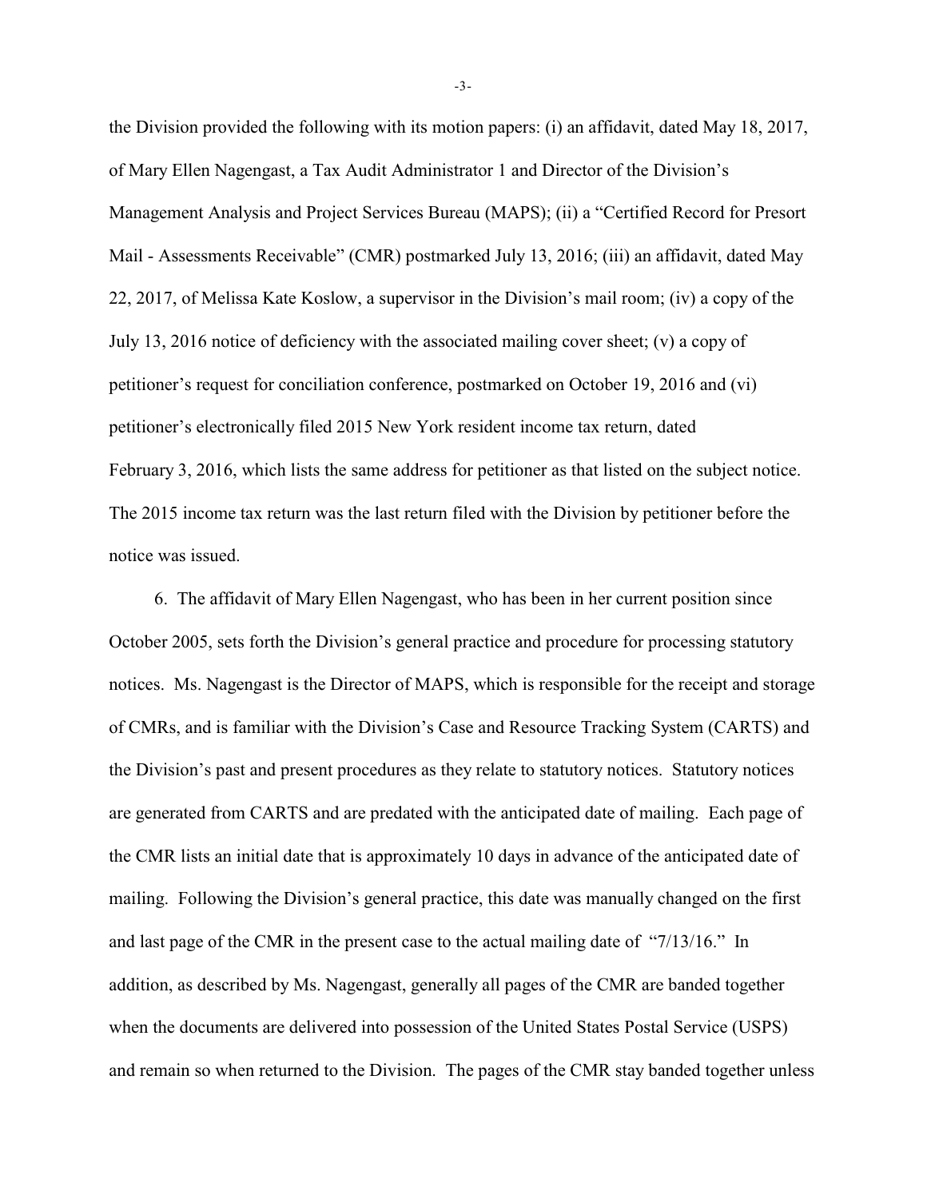the Division provided the following with its motion papers: (i) an affidavit, dated May 18, 2017, of Mary Ellen Nagengast, a Tax Audit Administrator 1 and Director of the Division's Management Analysis and Project Services Bureau (MAPS); (ii) a "Certified Record for Presort Mail - Assessments Receivable" (CMR) postmarked July 13, 2016; (iii) an affidavit, dated May 22, 2017, of Melissa Kate Koslow, a supervisor in the Division's mail room; (iv) a copy of the July 13, 2016 notice of deficiency with the associated mailing cover sheet; (v) a copy of petitioner's request for conciliation conference, postmarked on October 19, 2016 and (vi) petitioner's electronically filed 2015 New York resident income tax return, dated February 3, 2016, which lists the same address for petitioner as that listed on the subject notice. The 2015 income tax return was the last return filed with the Division by petitioner before the notice was issued.

6. The affidavit of Mary Ellen Nagengast, who has been in her current position since October 2005, sets forth the Division's general practice and procedure for processing statutory notices. Ms. Nagengast is the Director of MAPS, which is responsible for the receipt and storage of CMRs, and is familiar with the Division's Case and Resource Tracking System (CARTS) and the Division's past and present procedures as they relate to statutory notices. Statutory notices are generated from CARTS and are predated with the anticipated date of mailing. Each page of the CMR lists an initial date that is approximately 10 days in advance of the anticipated date of mailing. Following the Division's general practice, this date was manually changed on the first and last page of the CMR in the present case to the actual mailing date of "7/13/16." In addition, as described by Ms. Nagengast, generally all pages of the CMR are banded together when the documents are delivered into possession of the United States Postal Service (USPS) and remain so when returned to the Division. The pages of the CMR stay banded together unless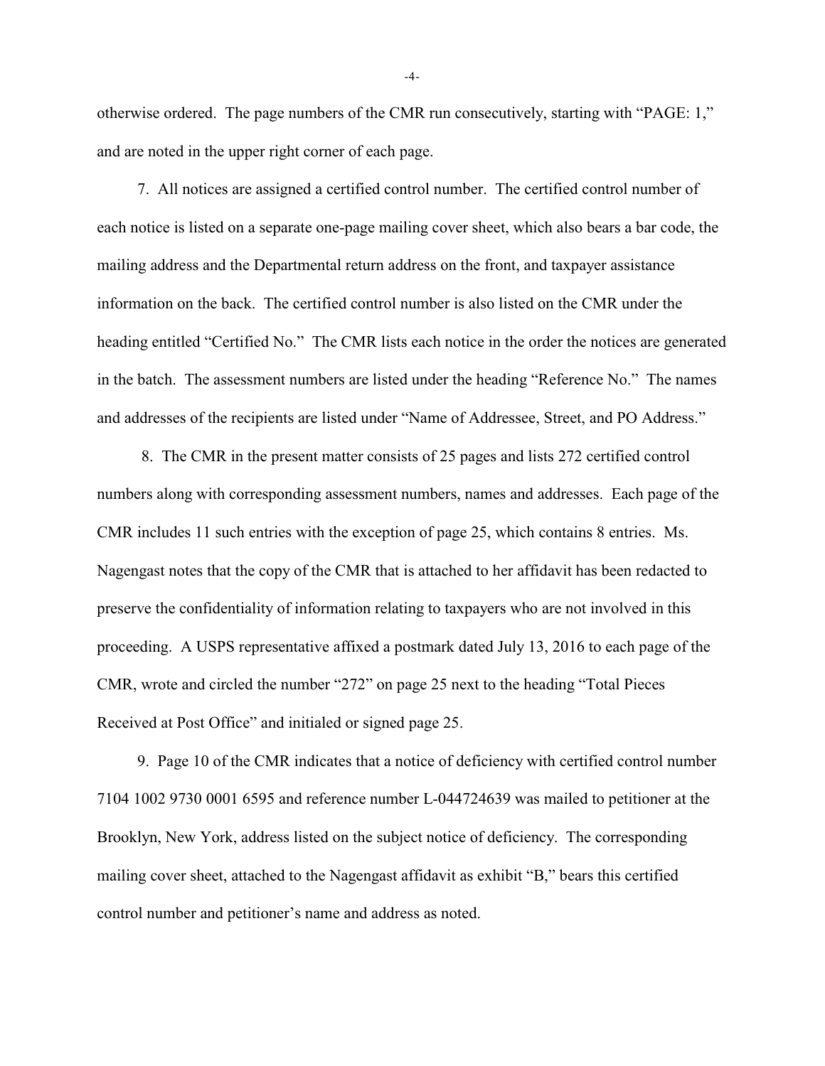otherwise ordered. The page numbers of the CMR run consecutively, starting with "PAGE: 1," and are noted in the upper right corner of each page.

7. All notices are assigned a certified control number. The certified control number of each notice is listed on a separate one-page mailing cover sheet, which also bears a bar code, the mailing address and the Departmental return address on the front, and taxpayer assistance information on the back. The certified control number is also listed on the CMR under the heading entitled "Certified No." The CMR lists each notice in the order the notices are generated in the batch. The assessment numbers are listed under the heading "Reference No." The names and addresses of the recipients are listed under "Name of Addressee, Street, and PO Address."

8. The CMR in the present matter consists of 25 pages and lists 272 certified control numbers along with corresponding assessment numbers, names and addresses. Each page of the CMR includes 11 such entries with the exception of page 25, which contains 8 entries. Ms. Nagengast notes that the copy of the CMR that is attached to her affidavit has been redacted to preserve the confidentiality of information relating to taxpayers who are not involved in this proceeding. A USPS representative affixed a postmark dated July 13, 2016 to each page of the CMR, wrote and circled the number "272" on page 25 next to the heading "Total Pieces Received at Post Office" and initialed or signed page 25.

9. Page 10 of the CMR indicates that a notice of deficiency with certified control number 7104 1002 9730 0001 6595 and reference number L-044724639 was mailed to petitioner at the Brooklyn, New York, address listed on the subject notice of deficiency. The corresponding mailing cover sheet, attached to the Nagengast affidavit as exhibit "B," bears this certified control number and petitioner's name and address as noted.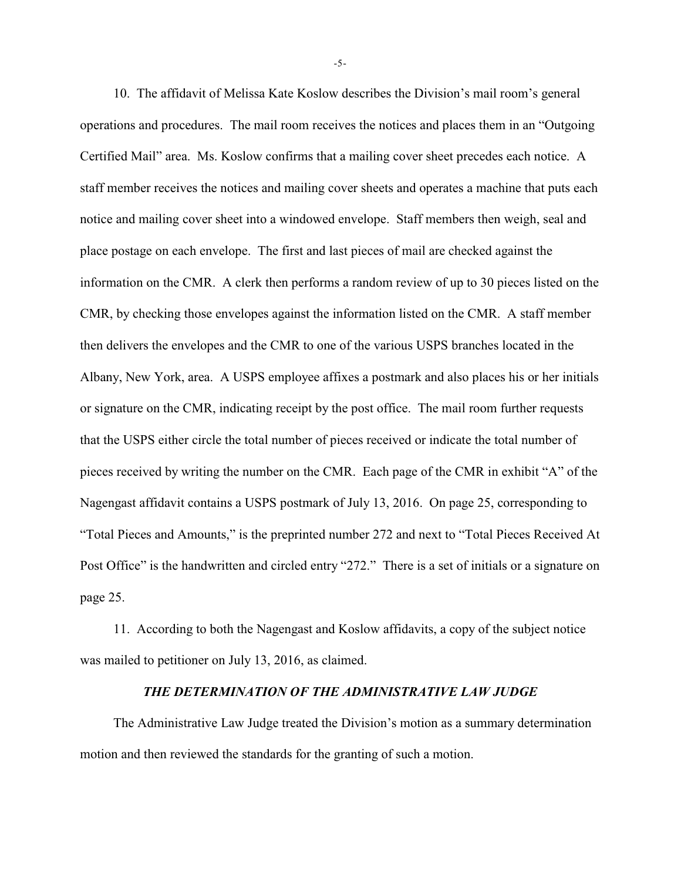10. The affidavit of Melissa Kate Koslow describes the Division's mail room's general operations and procedures. The mail room receives the notices and places them in an "Outgoing Certified Mail" area. Ms. Koslow confirms that a mailing cover sheet precedes each notice. A staff member receives the notices and mailing cover sheets and operates a machine that puts each notice and mailing cover sheet into a windowed envelope. Staff members then weigh, seal and place postage on each envelope. The first and last pieces of mail are checked against the information on the CMR. A clerk then performs a random review of up to 30 pieces listed on the CMR, by checking those envelopes against the information listed on the CMR. A staff member then delivers the envelopes and the CMR to one of the various USPS branches located in the Albany, New York, area. A USPS employee affixes a postmark and also places his or her initials or signature on the CMR, indicating receipt by the post office. The mail room further requests that the USPS either circle the total number of pieces received or indicate the total number of pieces received by writing the number on the CMR. Each page of the CMR in exhibit "A" of the Nagengast affidavit contains a USPS postmark of July 13, 2016. On page 25, corresponding to "Total Pieces and Amounts," is the preprinted number 272 and next to "Total Pieces Received At Post Office" is the handwritten and circled entry "272." There is a set of initials or a signature on page 25.

11. According to both the Nagengast and Koslow affidavits, a copy of the subject notice was mailed to petitioner on July 13, 2016, as claimed.

### *THE DETERMINATION OF THE ADMINISTRATIVE LAW JUDGE*

The Administrative Law Judge treated the Division's motion as a summary determination motion and then reviewed the standards for the granting of such a motion.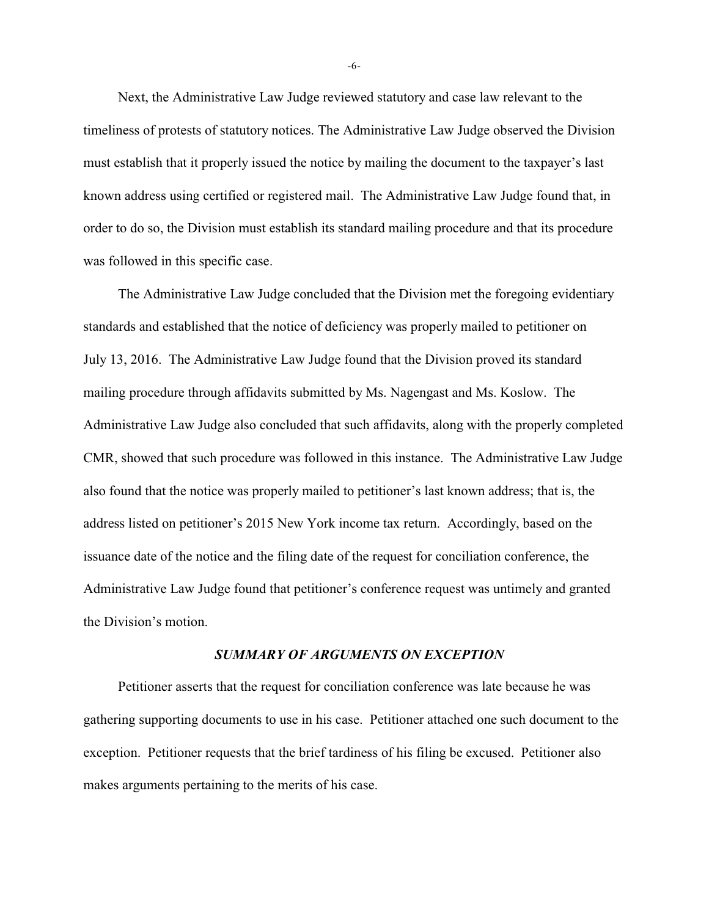Next, the Administrative Law Judge reviewed statutory and case law relevant to the timeliness of protests of statutory notices. The Administrative Law Judge observed the Division must establish that it properly issued the notice by mailing the document to the taxpayer's last known address using certified or registered mail. The Administrative Law Judge found that, in order to do so, the Division must establish its standard mailing procedure and that its procedure was followed in this specific case.

The Administrative Law Judge concluded that the Division met the foregoing evidentiary standards and established that the notice of deficiency was properly mailed to petitioner on July 13, 2016. The Administrative Law Judge found that the Division proved its standard mailing procedure through affidavits submitted by Ms. Nagengast and Ms. Koslow. The Administrative Law Judge also concluded that such affidavits, along with the properly completed CMR, showed that such procedure was followed in this instance. The Administrative Law Judge also found that the notice was properly mailed to petitioner's last known address; that is, the address listed on petitioner's 2015 New York income tax return. Accordingly, based on the issuance date of the notice and the filing date of the request for conciliation conference, the Administrative Law Judge found that petitioner's conference request was untimely and granted the Division's motion.

### *SUMMARY OF ARGUMENTS ON EXCEPTION*

Petitioner asserts that the request for conciliation conference was late because he was gathering supporting documents to use in his case. Petitioner attached one such document to the exception. Petitioner requests that the brief tardiness of his filing be excused. Petitioner also makes arguments pertaining to the merits of his case.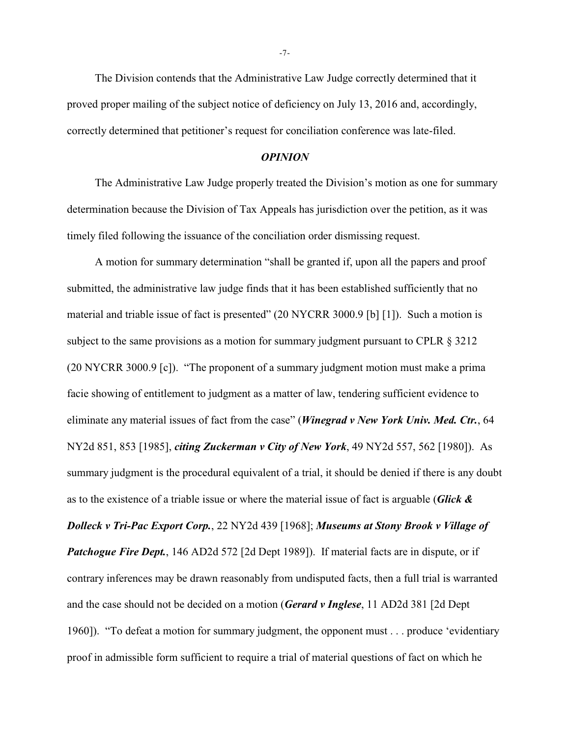The Division contends that the Administrative Law Judge correctly determined that it proved proper mailing of the subject notice of deficiency on July 13, 2016 and, accordingly, correctly determined that petitioner's request for conciliation conference was late-filed.

## *OPINION*

The Administrative Law Judge properly treated the Division's motion as one for summary determination because the Division of Tax Appeals has jurisdiction over the petition, as it was timely filed following the issuance of the conciliation order dismissing request.

A motion for summary determination "shall be granted if, upon all the papers and proof submitted, the administrative law judge finds that it has been established sufficiently that no material and triable issue of fact is presented" (20 NYCRR 3000.9 [b] [1]). Such a motion is subject to the same provisions as a motion for summary judgment pursuant to CPLR § 3212 (20 NYCRR 3000.9 [c]). "The proponent of a summary judgment motion must make a prima facie showing of entitlement to judgment as a matter of law, tendering sufficient evidence to eliminate any material issues of fact from the case" (***Winegrad v New York Univ. Med. Ctr.***, 64 NY2d 851, 853 [1985], ***citing Zuckerman v City of New York***, 49 NY2d 557, 562 [1980]). As summary judgment is the procedural equivalent of a trial, it should be denied if there is any doubt as to the existence of a triable issue or where the material issue of fact is arguable (***Glick & Dolleck v Tri-Pac Export Corp.***, 22 NY2d 439 [1968]; ***Museums at Stony Brook v Village of Patchogue Fire Dept.***, 146 AD2d 572 [2d Dept 1989]). If material facts are in dispute, or if contrary inferences may be drawn reasonably from undisputed facts, then a full trial is warranted and the case should not be decided on a motion (***Gerard v Inglese***, 11 AD2d 381 [2d Dept 1960]). "To defeat a motion for summary judgment, the opponent must . . . produce 'evidentiary proof in admissible form sufficient to require a trial of material questions of fact on which he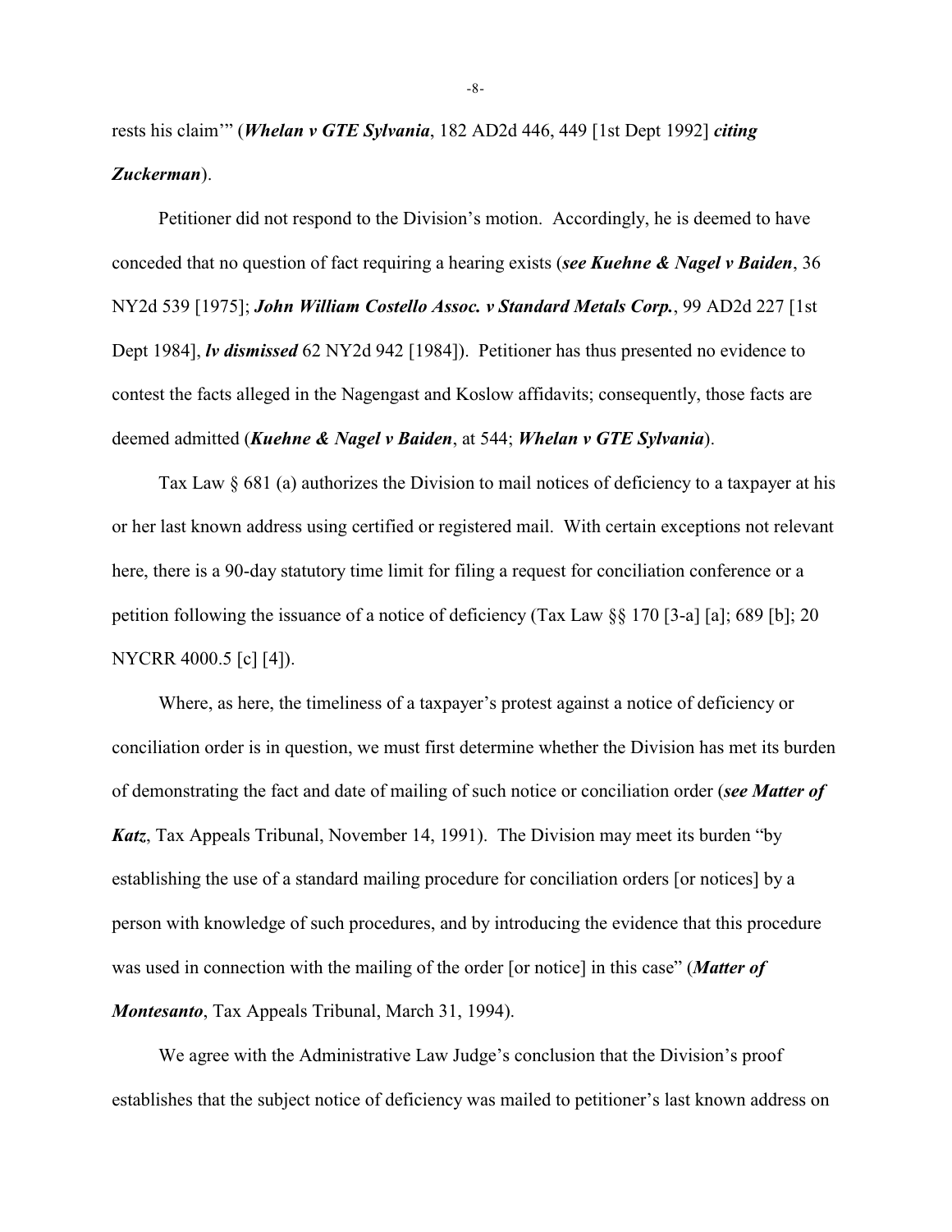rests his claim'" (***Whelan v GTE Sylvania***, 182 AD2d 446, 449 [1st Dept 1992] ***citing Zuckerman***).

Petitioner did not respond to the Division's motion. Accordingly, he is deemed to have conceded that no question of fact requiring a hearing exists (***see Kuehne & Nagel v Baiden***, 36 NY2d 539 [1975]; ***John William Costello Assoc. v Standard Metals Corp.***, 99 AD2d 227 [1st Dept 1984], ***lv dismissed*** 62 NY2d 942 [1984]). Petitioner has thus presented no evidence to contest the facts alleged in the Nagengast and Koslow affidavits; consequently, those facts are deemed admitted (***Kuehne & Nagel v Baiden***, at 544; ***Whelan v GTE Sylvania***).

Tax Law § 681 (a) authorizes the Division to mail notices of deficiency to a taxpayer at his or her last known address using certified or registered mail. With certain exceptions not relevant here, there is a 90-day statutory time limit for filing a request for conciliation conference or a petition following the issuance of a notice of deficiency (Tax Law §§ 170 [3-a] [a]; 689 [b]; 20 NYCRR 4000.5 [c] [4]).

Where, as here, the timeliness of a taxpayer's protest against a notice of deficiency or conciliation order is in question, we must first determine whether the Division has met its burden of demonstrating the fact and date of mailing of such notice or conciliation order (***see Matter of Katz***, Tax Appeals Tribunal, November 14, 1991). The Division may meet its burden "by establishing the use of a standard mailing procedure for conciliation orders [or notices] by a person with knowledge of such procedures, and by introducing the evidence that this procedure was used in connection with the mailing of the order [or notice] in this case" (***Matter of Montesanto***, Tax Appeals Tribunal, March 31, 1994).

We agree with the Administrative Law Judge's conclusion that the Division's proof establishes that the subject notice of deficiency was mailed to petitioner's last known address on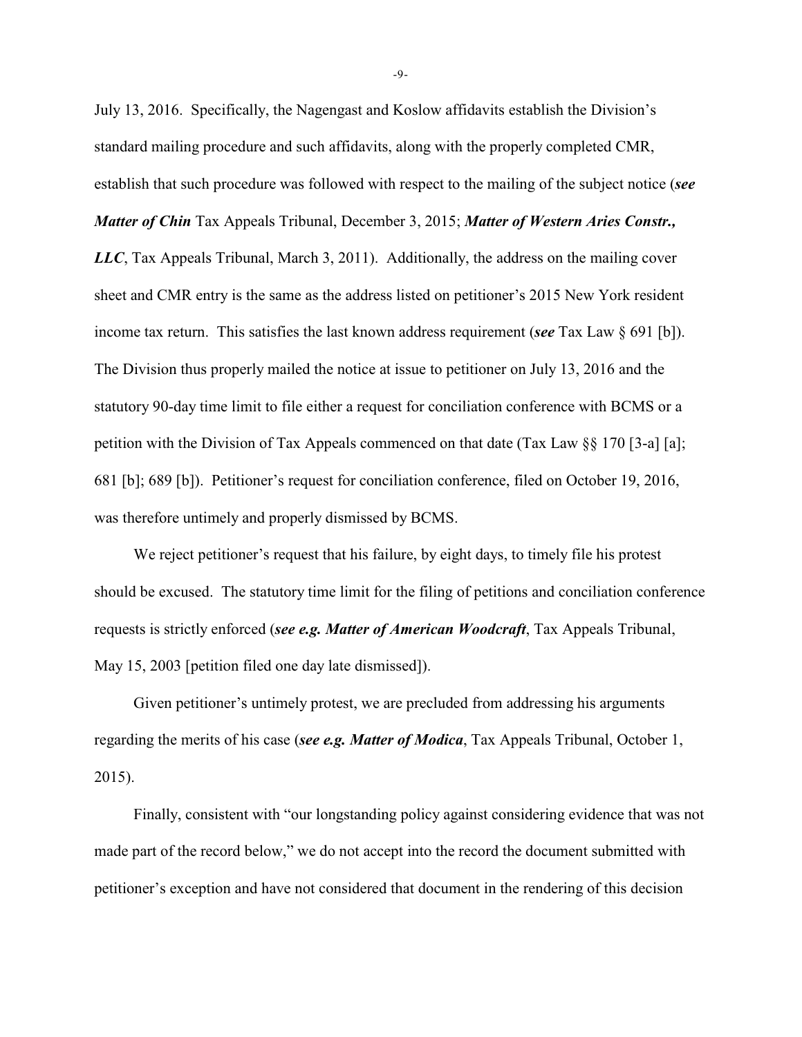July 13, 2016. Specifically, the Nagengast and Koslow affidavits establish the Division's standard mailing procedure and such affidavits, along with the properly completed CMR, establish that such procedure was followed with respect to the mailing of the subject notice (***see Matter of Chin*** Tax Appeals Tribunal, December 3, 2015; ***Matter of Western Aries Constr., LLC***, Tax Appeals Tribunal, March 3, 2011). Additionally, the address on the mailing cover sheet and CMR entry is the same as the address listed on petitioner's 2015 New York resident income tax return. This satisfies the last known address requirement (***see*** Tax Law § 691 [b]). The Division thus properly mailed the notice at issue to petitioner on July 13, 2016 and the statutory 90-day time limit to file either a request for conciliation conference with BCMS or a petition with the Division of Tax Appeals commenced on that date (Tax Law §§ 170 [3-a] [a]; 681 [b]; 689 [b]). Petitioner's request for conciliation conference, filed on October 19, 2016, was therefore untimely and properly dismissed by BCMS.

We reject petitioner's request that his failure, by eight days, to timely file his protest should be excused. The statutory time limit for the filing of petitions and conciliation conference requests is strictly enforced (***see e.g. Matter of American Woodcraft***, Tax Appeals Tribunal, May 15, 2003 [petition filed one day late dismissed]).

Given petitioner's untimely protest, we are precluded from addressing his arguments regarding the merits of his case (***see e.g. Matter of Modica***, Tax Appeals Tribunal, October 1, 2015).

Finally, consistent with "our longstanding policy against considering evidence that was not made part of the record below," we do not accept into the record the document submitted with petitioner's exception and have not considered that document in the rendering of this decision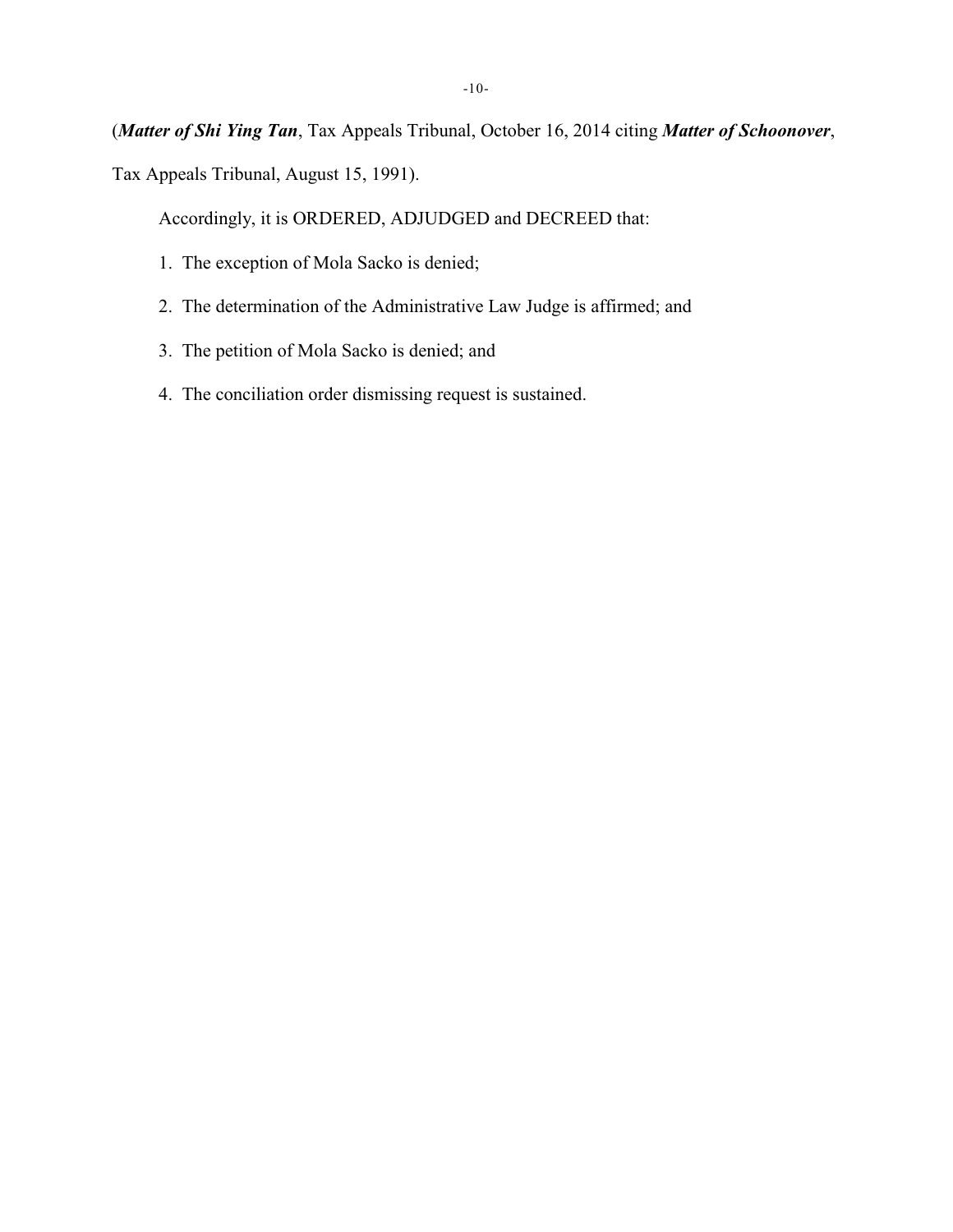(***Matter of Shi Ying Tan***, Tax Appeals Tribunal, October 16, 2014 citing ***Matter of Schoonover***, Tax Appeals Tribunal, August 15, 1991).

Accordingly, it is ORDERED, ADJUDGED and DECREED that:

1. The exception of Mola Sacko is denied;
2. The determination of the Administrative Law Judge is affirmed; and
3. The petition of Mola Sacko is denied; and
4. The conciliation order dismissing request is sustained.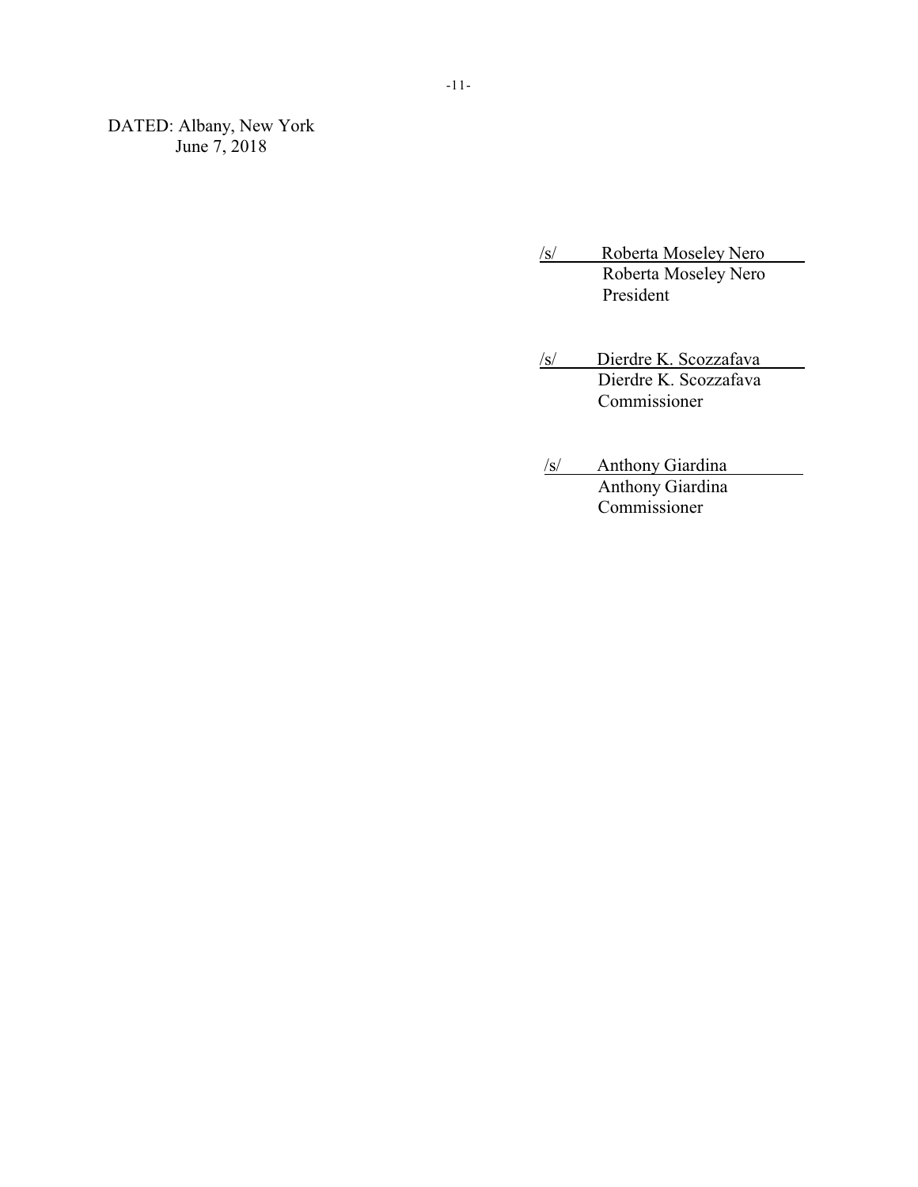DATED: Albany, New York
June 7, 2018

/s/ Roberta Moseley Nero
Roberta Moseley Nero
President

/s/ Dierdre K. Scozzafava
Dierdre K. Scozzafava
Commissioner

/s/ Anthony Giardina
Anthony Giardina
Commissioner